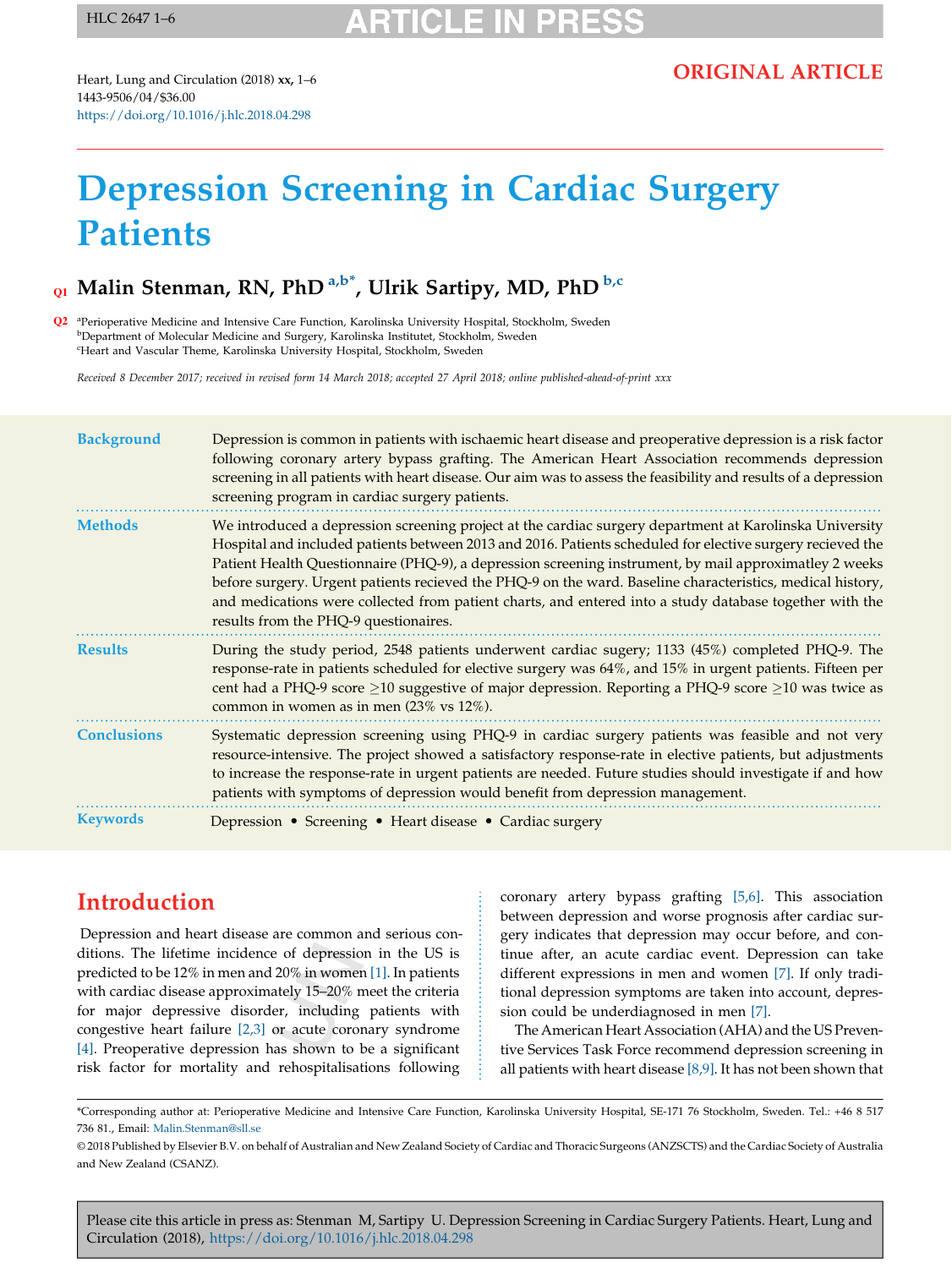ORIGINAL ARTICLE

# Depression Screening in Cardiac Surgery Patients

**Malin Stenman, RN, PhD** [a,b*], **Ulrik Sartipy, MD, PhD** [b,c]

[a] Perioperative Medicine and Intensive Care Function, Karolinska University Hospital, Stockholm, Sweden
[b] Department of Molecular Medicine and Surgery, Karolinska Institutet, Stockholm, Sweden
[c] Heart and Vascular Theme, Karolinska University Hospital, Stockholm, Sweden

*Received 8 December 2017; received in revised form 14 March 2018; accepted 27 April 2018; online published-ahead-of-print xxx*

**Background** Depression is common in patients with ischaemic heart disease and preoperative depression is a risk factor following coronary artery bypass grafting. The American Heart Association recommends depression screening in all patients with heart disease. Our aim was to assess the feasibility and results of a depression screening program in cardiac surgery patients.

**Methods** We introduced a depression screening project at the cardiac surgery department at Karolinska University Hospital and included patients between 2013 and 2016. Patients scheduled for elective surgery recieved the Patient Health Questionnaire (PHQ-9), a depression screening instrument, by mail approximatley 2 weeks before surgery. Urgent patients recieved the PHQ-9 on the ward. Baseline characteristics, medical history, and medications were collected from patient charts, and entered into a study database together with the results from the PHQ-9 questionaires.

**Results** During the study period, 2548 patients underwent cardiac sugery; 1133 (45%) completed PHQ-9. The response-rate in patients scheduled for elective surgery was 64%, and 15% in urgent patients. Fifteen per cent had a PHQ-9 score ≥10 suggestive of major depression. Reporting a PHQ-9 score ≥10 was twice as common in women as in men (23% vs 12%).

**Conclusions** Systematic depression screening using PHQ-9 in cardiac surgery patients was feasible and not very resource-intensive. The project showed a satisfactory response-rate in elective patients, but adjustments to increase the response-rate in urgent patients are needed. Future studies should investigate if and how patients with symptoms of depression would benefit from depression management.

**Keywords** Depression • Screening • Heart disease • Cardiac surgery

## Introduction

Depression and heart disease are common and serious conditions. The lifetime incidence of depression in the US is predicted to be 12% in men and 20% in women [1]. In patients with cardiac disease approximately 15–20% meet the criteria for major depressive disorder, including patients with congestive heart failure [2,3] or acute coronary syndrome [4]. Preoperative depression has shown to be a significant risk factor for mortality and rehospitalisations following coronary artery bypass grafting [5,6]. This association between depression and worse prognosis after cardiac surgery indicates that depression may occur before, and continue after, an acute cardiac event. Depression can take different expressions in men and women [7]. If only traditional depression symptoms are taken into account, depression could be underdiagnosed in men [7].

The American Heart Association (AHA) and the US Preventive Services Task Force recommend depression screening in all patients with heart disease [8,9]. It has not been shown that

*Corresponding author at: Perioperative Medicine and Intensive Care Function, Karolinska University Hospital, SE-171 76 Stockholm, Sweden. Tel.: +46 8 517 736 81., Email: Malin.Stenman@sll.se

© 2018 Published by Elsevier B.V. on behalf of Australian and New Zealand Society of Cardiac and Thoracic Surgeons (ANZSCTS) and the Cardiac Society of Australia and New Zealand (CSANZ).

Please cite this article in press as: Stenman M, Sartipy U. Depression Screening in Cardiac Surgery Patients. Heart, Lung and Circulation (2018), https://doi.org/10.1016/j.hlc.2018.04.298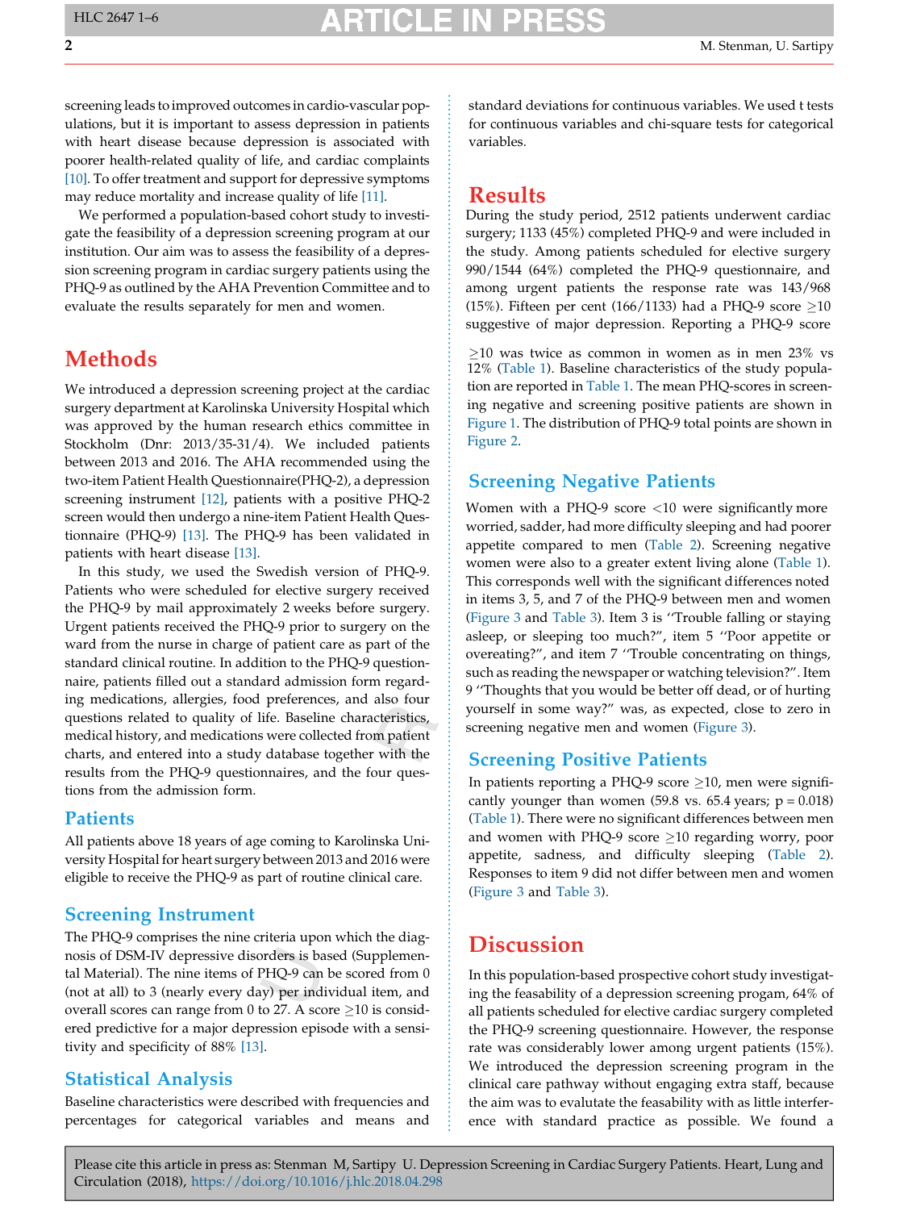screening leads to improved outcomes in cardio-vascular populations, but it is important to assess depression in patients with heart disease because depression is associated with poorer health-related quality of life, and cardiac complaints [10]. To offer treatment and support for depressive symptoms may reduce mortality and increase quality of life [11].

We performed a population-based cohort study to investigate the feasibility of a depression screening program at our institution. Our aim was to assess the feasibility of a depression screening program in cardiac surgery patients using the PHQ-9 as outlined by the AHA Prevention Committee and to evaluate the results separately for men and women.

# Methods

We introduced a depression screening project at the cardiac surgery department at Karolinska University Hospital which was approved by the human research ethics committee in Stockholm (Dnr: 2013/35-31/4). We included patients between 2013 and 2016. The AHA recommended using the two-item Patient Health Questionnaire(PHQ-2), a depression screening instrument [12], patients with a positive PHQ-2 screen would then undergo a nine-item Patient Health Questionnaire (PHQ-9) [13]. The PHQ-9 has been validated in patients with heart disease [13].

In this study, we used the Swedish version of PHQ-9. Patients who were scheduled for elective surgery received the PHQ-9 by mail approximately 2 weeks before surgery. Urgent patients received the PHQ-9 prior to surgery on the ward from the nurse in charge of patient care as part of the standard clinical routine. In addition to the PHQ-9 questionnaire, patients filled out a standard admission form regarding medications, allergies, food preferences, and also four questions related to quality of life. Baseline characteristics, medical history, and medications were collected from patient charts, and entered into a study database together with the results from the PHQ-9 questionnaires, and the four questions from the admission form.

## Patients

All patients above 18 years of age coming to Karolinska University Hospital for heart surgery between 2013 and 2016 were eligible to receive the PHQ-9 as part of routine clinical care.

## Screening Instrument

The PHQ-9 comprises the nine criteria upon which the diagnosis of DSM-IV depressive disorders is based (Supplemental Material). The nine items of PHQ-9 can be scored from 0 (not at all) to 3 (nearly every day) per individual item, and overall scores can range from 0 to 27. A score ≥10 is considered predictive for a major depression episode with a sensitivity and specificity of 88% [13].

## Statistical Analysis

Baseline characteristics were described with frequencies and percentages for categorical variables and means and standard deviations for continuous variables. We used t tests for continuous variables and chi-square tests for categorical variables.

# Results

During the study period, 2512 patients underwent cardiac surgery; 1133 (45%) completed PHQ-9 and were included in the study. Among patients scheduled for elective surgery 990/1544 (64%) completed the PHQ-9 questionnaire, and among urgent patients the response rate was 143/968 (15%). Fifteen per cent (166/1133) had a PHQ-9 score ≥10 suggestive of major depression. Reporting a PHQ-9 score ≥10 was twice as common in women as in men 23% vs 12% (Table 1). Baseline characteristics of the study population are reported in Table 1. The mean PHQ-scores in screening negative and screening positive patients are shown in Figure 1. The distribution of PHQ-9 total points are shown in Figure 2.

## Screening Negative Patients

Women with a PHQ-9 score <10 were significantly more worried, sadder, had more difficulty sleeping and had poorer appetite compared to men (Table 2). Screening negative women were also to a greater extent living alone (Table 1). This corresponds well with the significant differences noted in items 3, 5, and 7 of the PHQ-9 between men and women (Figure 3 and Table 3). Item 3 is ''Trouble falling or staying asleep, or sleeping too much?'', item 5 ''Poor appetite or overeating?'', and item 7 ''Trouble concentrating on things, such as reading the newspaper or watching television?''. Item 9 ''Thoughts that you would be better off dead, or of hurting yourself in some way?'' was, as expected, close to zero in screening negative men and women (Figure 3).

## Screening Positive Patients

In patients reporting a PHQ-9 score ≥10, men were significantly younger than women (59.8 vs. 65.4 years; $p = 0.018$) (Table 1). There were no significant differences between men and women with PHQ-9 score ≥10 regarding worry, poor appetite, sadness, and difficulty sleeping (Table 2). Responses to item 9 did not differ between men and women (Figure 3 and Table 3).

# Discussion

In this population-based prospective cohort study investigating the feasability of a depression screening progam, 64% of all patients scheduled for elective cardiac surgery completed the PHQ-9 screening questionnaire. However, the response rate was considerably lower among urgent patients (15%). We introduced the depression screening program in the clinical care pathway without engaging extra staff, because the aim was to evalutate the feasability with as little interference with standard practice as possible. We found a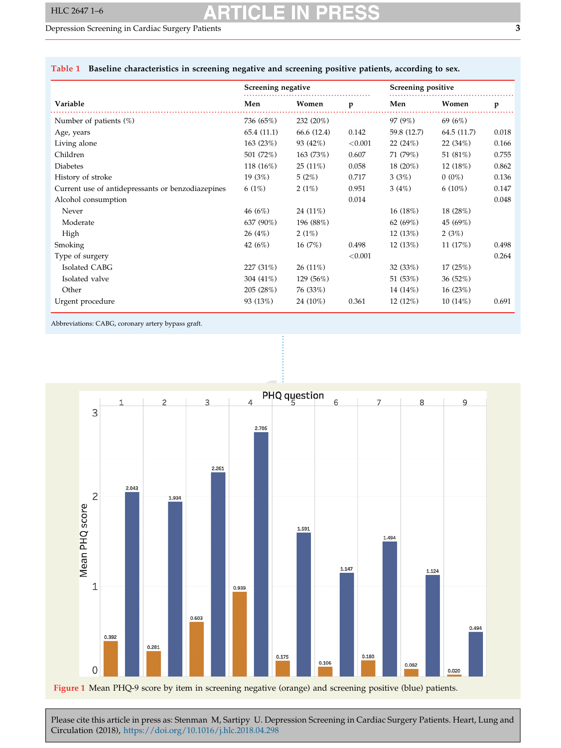**Table 1** Baseline characteristics in screening negative and screening positive patients, according to sex.

| Variable | Screening negative | | | Screening positive | | |
|---|---|---|---|---|---|---|
| | Men | Women | p | Men | Women | p |
| Number of patients (%) | 736 (65%) | 232 (20%) | | 97 (9%) | 69 (6%) | |
| Age, years | 65.4 (11.1) | 66.6 (12.4) | 0.142 | 59.8 (12.7) | 64.5 (11.7) | 0.018 |
| Living alone | 163 (23%) | 93 (42%) | <0.001 | 22 (24%) | 22 (34%) | 0.166 |
| Children | 501 (72%) | 163 (73%) | 0.607 | 71 (79%) | 51 (81%) | 0.755 |
| Diabetes | 118 (16%) | 25 (11%) | 0.058 | 18 (20%) | 12 (18%) | 0.862 |
| History of stroke | 19 (3%) | 5 (2%) | 0.717 | 3 (3%) | 0 (0%) | 0.136 |
| Current use of antidepressants or benzodiazepines | 6 (1%) | 2 (1%) | 0.951 | 3 (4%) | 6 (10%) | 0.147 |
| Alcohol consumption | | | 0.014 | | | 0.048 |
| Never | 46 (6%) | 24 (11%) | | 16 (18%) | 18 (28%) | |
| Moderate | 637 (90%) | 196 (88%) | | 62 (69%) | 45 (69%) | |
| High | 26 (4%) | 2 (1%) | | 12 (13%) | 2 (3%) | |
| Smoking | 42 (6%) | 16 (7%) | 0.498 | 12 (13%) | 11 (17%) | 0.498 |
| Type of surgery | | | <0.001 | | | 0.264 |
| Isolated CABG | 227 (31%) | 26 (11%) | | 32 (33%) | 17 (25%) | |
| Isolated valve | 304 (41%) | 129 (56%) | | 51 (53%) | 36 (52%) | |
| Other | 205 (28%) | 76 (33%) | | 14 (14%) | 16 (23%) | |
| Urgent procedure | 93 (13%) | 24 (10%) | 0.361 | 12 (12%) | 10 (14%) | 0.691 |

Abbreviations: CABG, coronary artery bypass graft.

**Figure 1** Mean PHQ-9 score by item in screening negative (orange) and screening positive (blue) patients.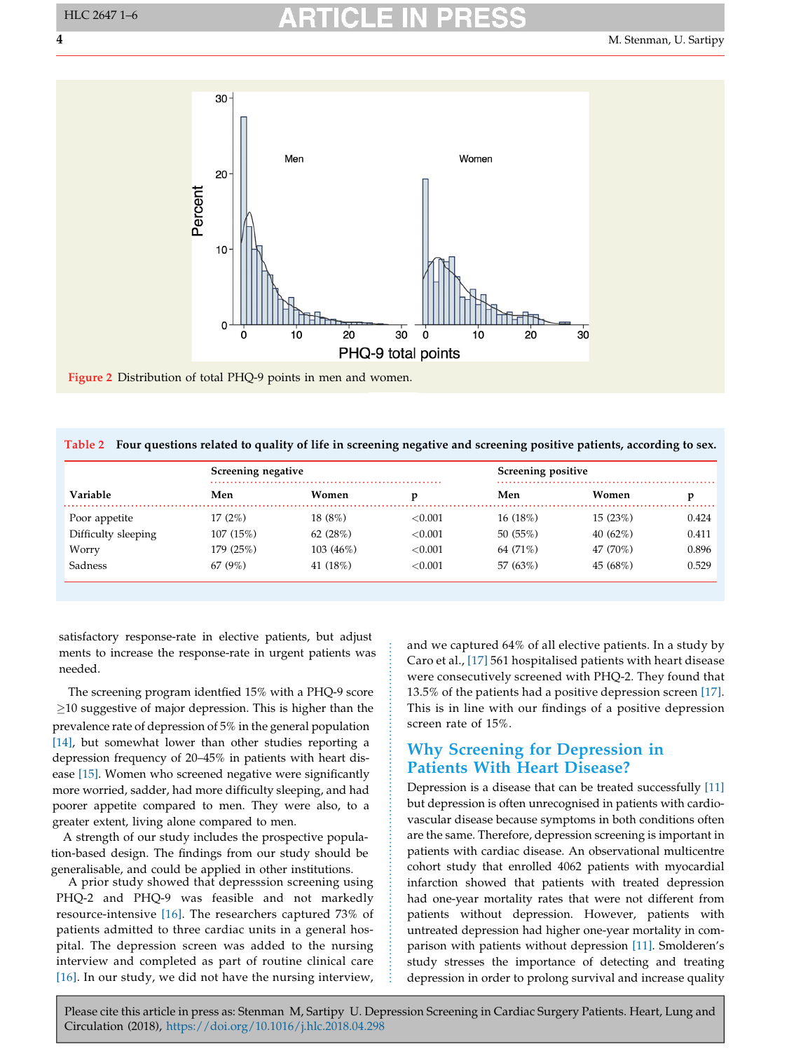Figure 2 Distribution of total PHQ-9 points in men and women.

**Table 2 Four questions related to quality of life in screening negative and screening positive patients, according to sex.**

| | Screening negative | | | Screening positive | | |
|---|---|---|---|---|---|---|
| Variable | Men | Women | p | Men | Women | p |
| Poor appetite | 17 (2%) | 18 (8%) | <0.001 | 16 (18%) | 15 (23%) | 0.424 |
| Difficulty sleeping | 107 (15%) | 62 (28%) | <0.001 | 50 (55%) | 40 (62%) | 0.411 |
| Worry | 179 (25%) | 103 (46%) | <0.001 | 64 (71%) | 47 (70%) | 0.896 |
| Sadness | 67 (9%) | 41 (18%) | <0.001 | 57 (63%) | 45 (68%) | 0.529 |

satisfactory response-rate in elective patients, but adjustments to increase the response-rate in urgent patients was needed.

The screening program identfied 15% with a PHQ-9 score ≥10 suggestive of major depression. This is higher than the prevalence rate of depression of 5% in the general population [14], but somewhat lower than other studies reporting a depression frequency of 20–45% in patients with heart disease [15]. Women who screened negative were significantly more worried, sadder, had more difficulty sleeping, and had poorer appetite compared to men. They were also, to a greater extent, living alone compared to men.

A strength of our study includes the prospective population-based design. The findings from our study should be generalisable, and could be applied in other institutions.

A prior study showed that depresssion screening using PHQ-2 and PHQ-9 was feasible and not markedly resource-intensive [16]. The researchers captured 73% of patients admitted to three cardiac units in a general hospital. The depression screen was added to the nursing interview and completed as part of routine clinical care [16]. In our study, we did not have the nursing interview, and we captured 64% of all elective patients. In a study by Caro et al., [17] 561 hospitalised patients with heart disease were consecutively screened with PHQ-2. They found that 13.5% of the patients had a positive depression screen [17]. This is in line with our findings of a positive depression screen rate of 15%.

## Why Screening for Depression in Patients With Heart Disease?

Depression is a disease that can be treated successfully [11] but depression is often unrecognised in patients with cardiovascular disease because symptoms in both conditions often are the same. Therefore, depression screening is important in patients with cardiac disease. An observational multicentre cohort study that enrolled 4062 patients with myocardial infarction showed that patients with treated depression had one-year mortality rates that were not different from patients without depression. However, patients with untreated depression had higher one-year mortality in comparison with patients without depression [11]. Smolderen's study stresses the importance of detecting and treating depression in order to prolong survival and increase quality

Please cite this article in press as: Stenman M, Sartipy U. Depression Screening in Cardiac Surgery Patients. Heart, Lung and Circulation (2018), https://doi.org/10.1016/j.hlc.2018.04.298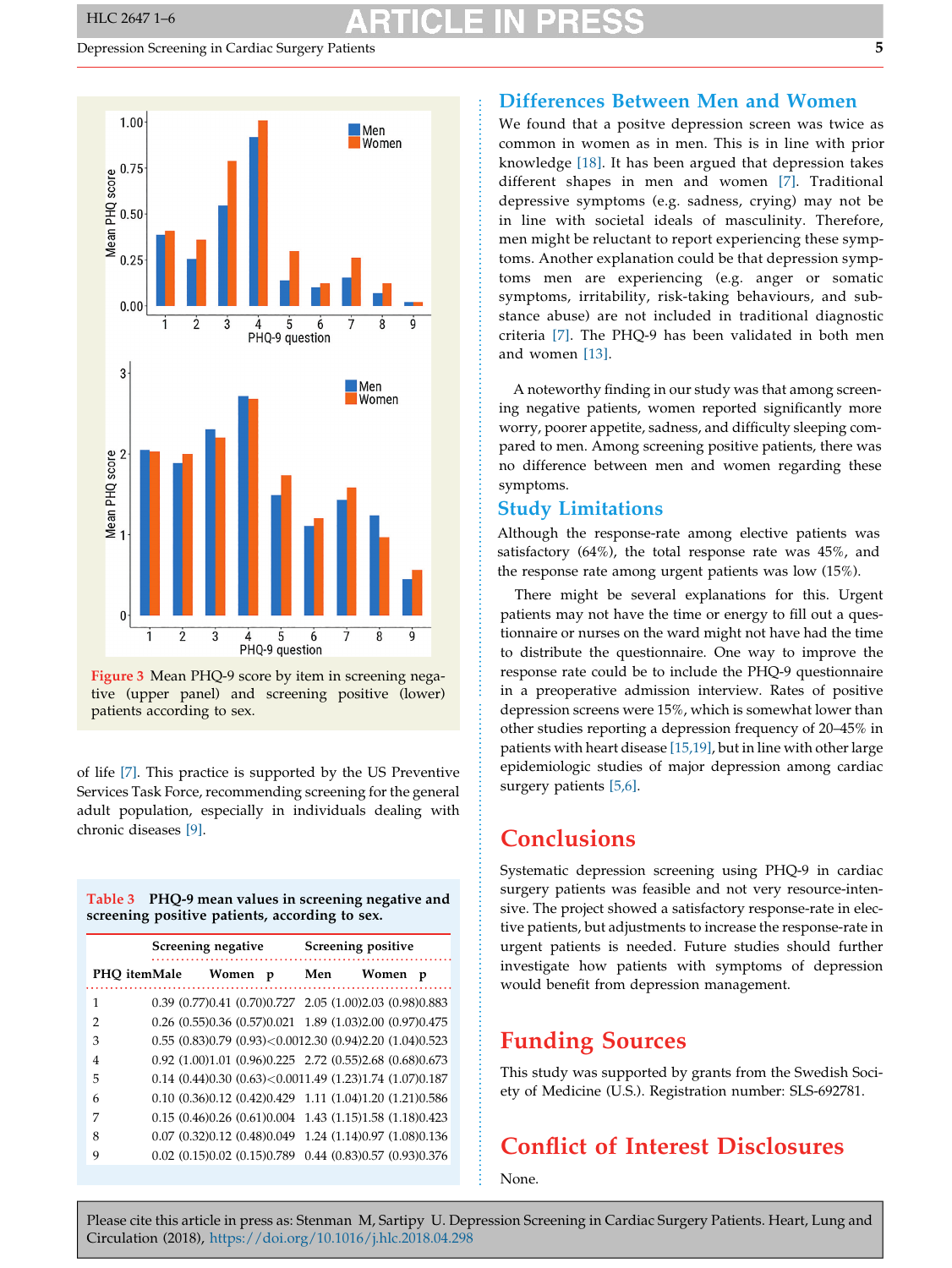Figure 3 Mean PHQ-9 score by item in screening negative (upper panel) and screening positive (lower) patients according to sex.

of life [7]. This practice is supported by the US Preventive Services Task Force, recommending screening for the general adult population, especially in individuals dealing with chronic diseases [9].

**Table 3** PHQ-9 mean values in screening negative and screening positive patients, according to sex.

| | Screening negative | | | Screening positive | | |
|---|---|---|---|---|---|---|
| PHQ item | Male | Women | p | Men | Women | p |
| 1 | 0.39 (0.77) | 0.41 (0.70) | 0.727 | 2.05 (1.00) | 2.03 (0.98) | 0.883 |
| 2 | 0.26 (0.55) | 0.36 (0.57) | 0.021 | 1.89 (1.03) | 2.00 (0.97) | 0.475 |
| 3 | 0.55 (0.83) | 0.79 (0.93) | <0.001 | 2.30 (0.94) | 2.20 (1.04) | 0.523 |
| 4 | 0.92 (1.00) | 1.01 (0.96) | 0.225 | 2.72 (0.55) | 2.68 (0.68) | 0.673 |
| 5 | 0.14 (0.44) | 0.30 (0.63) | <0.001 | 1.49 (1.23) | 1.74 (1.07) | 0.187 |
| 6 | 0.10 (0.36) | 0.12 (0.42) | 0.429 | 1.11 (1.04) | 1.20 (1.21) | 0.586 |
| 7 | 0.15 (0.46) | 0.26 (0.61) | 0.004 | 1.43 (1.15) | 1.58 (1.18) | 0.423 |
| 8 | 0.07 (0.32) | 0.12 (0.48) | 0.049 | 1.24 (1.14) | 0.97 (1.08) | 0.136 |
| 9 | 0.02 (0.15) | 0.02 (0.15) | 0.789 | 0.44 (0.83) | 0.57 (0.93) | 0.376 |

## Differences Between Men and Women

We found that a positive depression screen was twice as common in women as in men. This is in line with prior knowledge [18]. It has been argued that depression takes different shapes in men and women [7]. Traditional depressive symptoms (e.g. sadness, crying) may not be in line with societal ideals of masculinity. Therefore, men might be reluctant to report experiencing these symptoms. Another explanation could be that depression symptoms men are experiencing (e.g. anger or somatic symptoms, irritability, risk-taking behaviours, and substance abuse) are not included in traditional diagnostic criteria [7]. The PHQ-9 has been validated in both men and women [13].

A noteworthy finding in our study was that among screening negative patients, women reported significantly more worry, poorer appetite, sadness, and difficulty sleeping compared to men. Among screening positive patients, there was no difference between men and women regarding these symptoms.

## Study Limitations

Although the response-rate among elective patients was satisfactory (64%), the total response rate was 45%, and the response rate among urgent patients was low (15%).

There might be several explanations for this. Urgent patients may not have the time or energy to fill out a questionnaire or nurses on the ward might not have had the time to distribute the questionnaire. One way to improve the response rate could be to include the PHQ-9 questionnaire in a preoperative admission interview. Rates of positive depression screens were 15%, which is somewhat lower than other studies reporting a depression frequency of 20–45% in patients with heart disease [15,19], but in line with other large epidemiologic studies of major depression among cardiac surgery patients [5,6].

# Conclusions

Systematic depression screening using PHQ-9 in cardiac surgery patients was feasible and not very resource-intensive. The project showed a satisfactory response-rate in elective patients, but adjustments to increase the response-rate in urgent patients is needed. Future studies should further investigate how patients with symptoms of depression would benefit from depression management.

# Funding Sources

This study was supported by grants from the Swedish Society of Medicine (U.S.). Registration number: SLS-692781.

# Conflict of Interest Disclosures

None.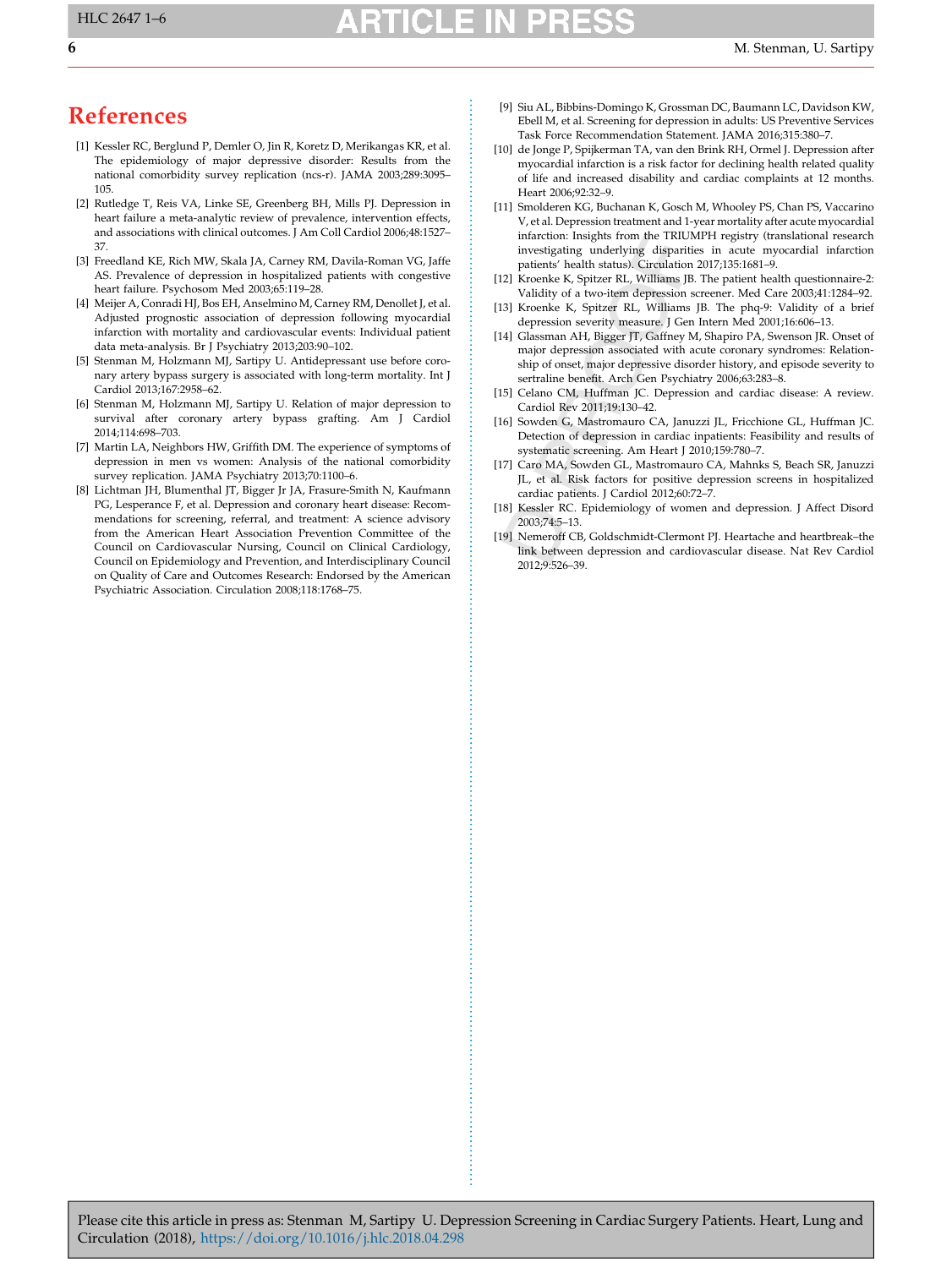# References

[1] Kessler RC, Berglund P, Demler O, Jin R, Koretz D, Merikangas KR, et al. The epidemiology of major depressive disorder: Results from the national comorbidity survey replication (ncs-r). JAMA 2003;289:3095–105.

[2] Rutledge T, Reis VA, Linke SE, Greenberg BH, Mills PJ. Depression in heart failure a meta-analytic review of prevalence, intervention effects, and associations with clinical outcomes. J Am Coll Cardiol 2006;48:1527–37.

[3] Freedland KE, Rich MW, Skala JA, Carney RM, Davila-Roman VG, Jaffe AS. Prevalence of depression in hospitalized patients with congestive heart failure. Psychosom Med 2003;65:119–28.

[4] Meijer A, Conradi HJ, Bos EH, Anselmino M, Carney RM, Denollet J, et al. Adjusted prognostic association of depression following myocardial infarction with mortality and cardiovascular events: Individual patient data meta-analysis. Br J Psychiatry 2013;203:90–102.

[5] Stenman M, Holzmann MJ, Sartipy U. Antidepressant use before coronary artery bypass surgery is associated with long-term mortality. Int J Cardiol 2013;167:2958–62.

[6] Stenman M, Holzmann MJ, Sartipy U. Relation of major depression to survival after coronary artery bypass grafting. Am J Cardiol 2014;114:698–703.

[7] Martin LA, Neighbors HW, Griffith DM. The experience of symptoms of depression in men vs women: Analysis of the national comorbidity survey replication. JAMA Psychiatry 2013;70:1100–6.

[8] Lichtman JH, Blumenthal JT, Bigger Jr JA, Frasure-Smith N, Kaufmann PG, Lesperance F, et al. Depression and coronary heart disease: Recommendations for screening, referral, and treatment: A science advisory from the American Heart Association Prevention Committee of the Council on Cardiovascular Nursing, Council on Clinical Cardiology, Council on Epidemiology and Prevention, and Interdisciplinary Council on Quality of Care and Outcomes Research: Endorsed by the American Psychiatric Association. Circulation 2008;118:1768–75.

[9] Siu AL, Bibbins-Domingo K, Grossman DC, Baumann LC, Davidson KW, Ebell M, et al. Screening for depression in adults: US Preventive Services Task Force Recommendation Statement. JAMA 2016;315:380–7.

[10] de Jonge P, Spijkerman TA, van den Brink RH, Ormel J. Depression after myocardial infarction is a risk factor for declining health related quality of life and increased disability and cardiac complaints at 12 months. Heart 2006;92:32–9.

[11] Smolderen KG, Buchanan K, Gosch M, Whooley PS, Chan PS, Vaccarino V, et al. Depression treatment and 1-year mortality after acute myocardial infarction: Insights from the TRIUMPH registry (translational research investigating underlying disparities in acute myocardial infarction patients' health status). Circulation 2017;135:1681–9.

[12] Kroenke K, Spitzer RL, Williams JB. The patient health questionnaire-2: Validity of a two-item depression screener. Med Care 2003;41:1284–92.

[13] Kroenke K, Spitzer RL, Williams JB. The phq-9: Validity of a brief depression severity measure. J Gen Intern Med 2001;16:606–13.

[14] Glassman AH, Bigger JT, Gaffney M, Shapiro PA, Swenson JR. Onset of major depression associated with acute coronary syndromes: Relationship of onset, major depressive disorder history, and episode severity to sertraline benefit. Arch Gen Psychiatry 2006;63:283–8.

[15] Celano CM, Huffman JC. Depression and cardiac disease: A review. Cardiol Rev 2011;19:130–42.

[16] Sowden G, Mastromauro CA, Januzzi JL, Fricchione GL, Huffman JC. Detection of depression in cardiac inpatients: Feasibility and results of systematic screening. Am Heart J 2010;159:780–7.

[17] Caro MA, Sowden GL, Mastromauro CA, Mahnks S, Beach SR, Januzzi JL, et al. Risk factors for positive depression screens in hospitalized cardiac patients. J Cardiol 2012;60:72–7.

[18] Kessler RC. Epidemiology of women and depression. J Affect Disord 2003;74:5–13.

[19] Nemeroff CB, Goldschmidt-Clermont PJ. Heartache and heartbreak–the link between depression and cardiovascular disease. Nat Rev Cardiol 2012;9:526–39.